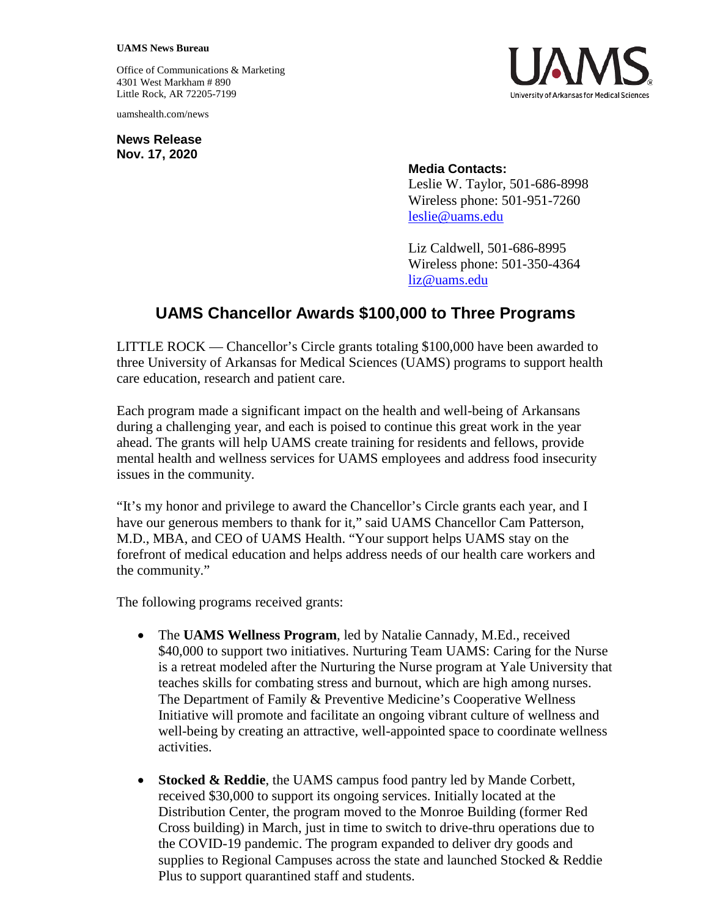**UAMS News Bureau**

Office of Communications & Marketing
4301 West Markham # 890
Little Rock, AR 72205-7199

uamshealth.com/news

**News Release**
**Nov. 17, 2020**

**Media Contacts:**
Leslie W. Taylor, 501-686-8998
Wireless phone: 501-951-7260
leslie@uams.edu

Liz Caldwell, 501-686-8995
Wireless phone: 501-350-4364
liz@uams.edu

# UAMS Chancellor Awards $100,000 to Three Programs

LITTLE ROCK — Chancellor's Circle grants totaling $100,000 have been awarded to three University of Arkansas for Medical Sciences (UAMS) programs to support health care education, research and patient care.

Each program made a significant impact on the health and well-being of Arkansans during a challenging year, and each is poised to continue this great work in the year ahead. The grants will help UAMS create training for residents and fellows, provide mental health and wellness services for UAMS employees and address food insecurity issues in the community.

"It's my honor and privilege to award the Chancellor's Circle grants each year, and I have our generous members to thank for it," said UAMS Chancellor Cam Patterson, M.D., MBA, and CEO of UAMS Health. "Your support helps UAMS stay on the forefront of medical education and helps address needs of our health care workers and the community."

The following programs received grants:

- The **UAMS Wellness Program**, led by Natalie Cannady, M.Ed., received $40,000 to support two initiatives. Nurturing Team UAMS: Caring for the Nurse is a retreat modeled after the Nurturing the Nurse program at Yale University that teaches skills for combating stress and burnout, which are high among nurses. The Department of Family & Preventive Medicine's Cooperative Wellness Initiative will promote and facilitate an ongoing vibrant culture of wellness and well-being by creating an attractive, well-appointed space to coordinate wellness activities.

- **Stocked & Reddie**, the UAMS campus food pantry led by Mande Corbett, received $30,000 to support its ongoing services. Initially located at the Distribution Center, the program moved to the Monroe Building (former Red Cross building) in March, just in time to switch to drive-thru operations due to the COVID-19 pandemic. The program expanded to deliver dry goods and supplies to Regional Campuses across the state and launched Stocked & Reddie Plus to support quarantined staff and students.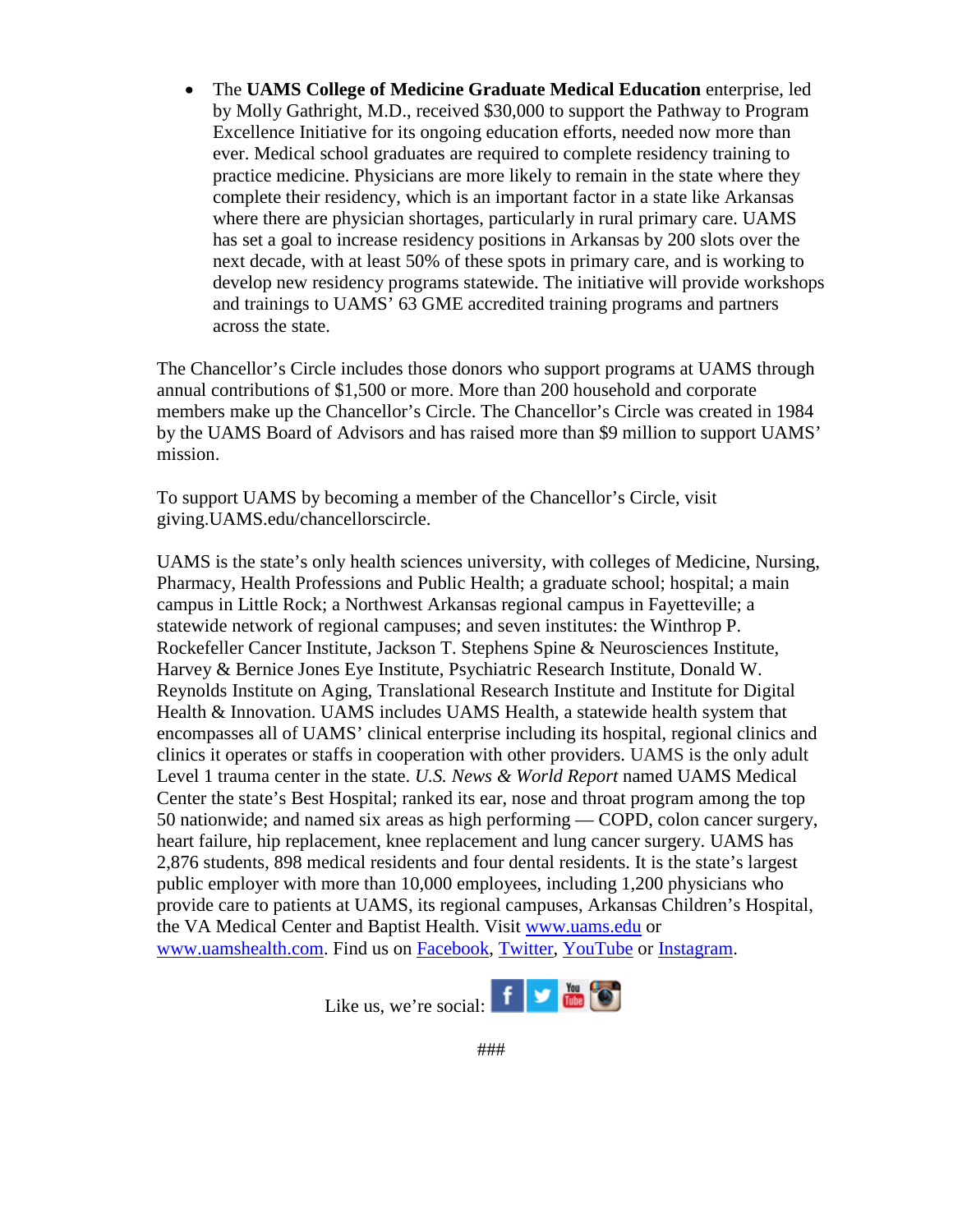- The **UAMS College of Medicine Graduate Medical Education** enterprise, led by Molly Gathright, M.D., received $30,000 to support the Pathway to Program Excellence Initiative for its ongoing education efforts, needed now more than ever. Medical school graduates are required to complete residency training to practice medicine. Physicians are more likely to remain in the state where they complete their residency, which is an important factor in a state like Arkansas where there are physician shortages, particularly in rural primary care. UAMS has set a goal to increase residency positions in Arkansas by 200 slots over the next decade, with at least 50% of these spots in primary care, and is working to develop new residency programs statewide. The initiative will provide workshops and trainings to UAMS' 63 GME accredited training programs and partners across the state.

The Chancellor's Circle includes those donors who support programs at UAMS through annual contributions of $1,500 or more. More than 200 household and corporate members make up the Chancellor's Circle. The Chancellor's Circle was created in 1984 by the UAMS Board of Advisors and has raised more than $9 million to support UAMS' mission.

To support UAMS by becoming a member of the Chancellor's Circle, visit giving.UAMS.edu/chancellorscircle.

UAMS is the state's only health sciences university, with colleges of Medicine, Nursing, Pharmacy, Health Professions and Public Health; a graduate school; hospital; a main campus in Little Rock; a Northwest Arkansas regional campus in Fayetteville; a statewide network of regional campuses; and seven institutes: the Winthrop P. Rockefeller Cancer Institute, Jackson T. Stephens Spine & Neurosciences Institute, Harvey & Bernice Jones Eye Institute, Psychiatric Research Institute, Donald W. Reynolds Institute on Aging, Translational Research Institute and Institute for Digital Health & Innovation. UAMS includes UAMS Health, a statewide health system that encompasses all of UAMS' clinical enterprise including its hospital, regional clinics and clinics it operates or staffs in cooperation with other providers. UAMS is the only adult Level 1 trauma center in the state. *U.S. News & World Report* named UAMS Medical Center the state's Best Hospital; ranked its ear, nose and throat program among the top 50 nationwide; and named six areas as high performing — COPD, colon cancer surgery, heart failure, hip replacement, knee replacement and lung cancer surgery. UAMS has 2,876 students, 898 medical residents and four dental residents. It is the state's largest public employer with more than 10,000 employees, including 1,200 physicians who provide care to patients at UAMS, its regional campuses, Arkansas Children's Hospital, the VA Medical Center and Baptist Health. Visit [www.uams.edu](http://www.uams.edu) or [www.uamshealth.com](http://www.uamshealth.com). Find us on Facebook, Twitter, YouTube or Instagram.

Like us, we're social:

###